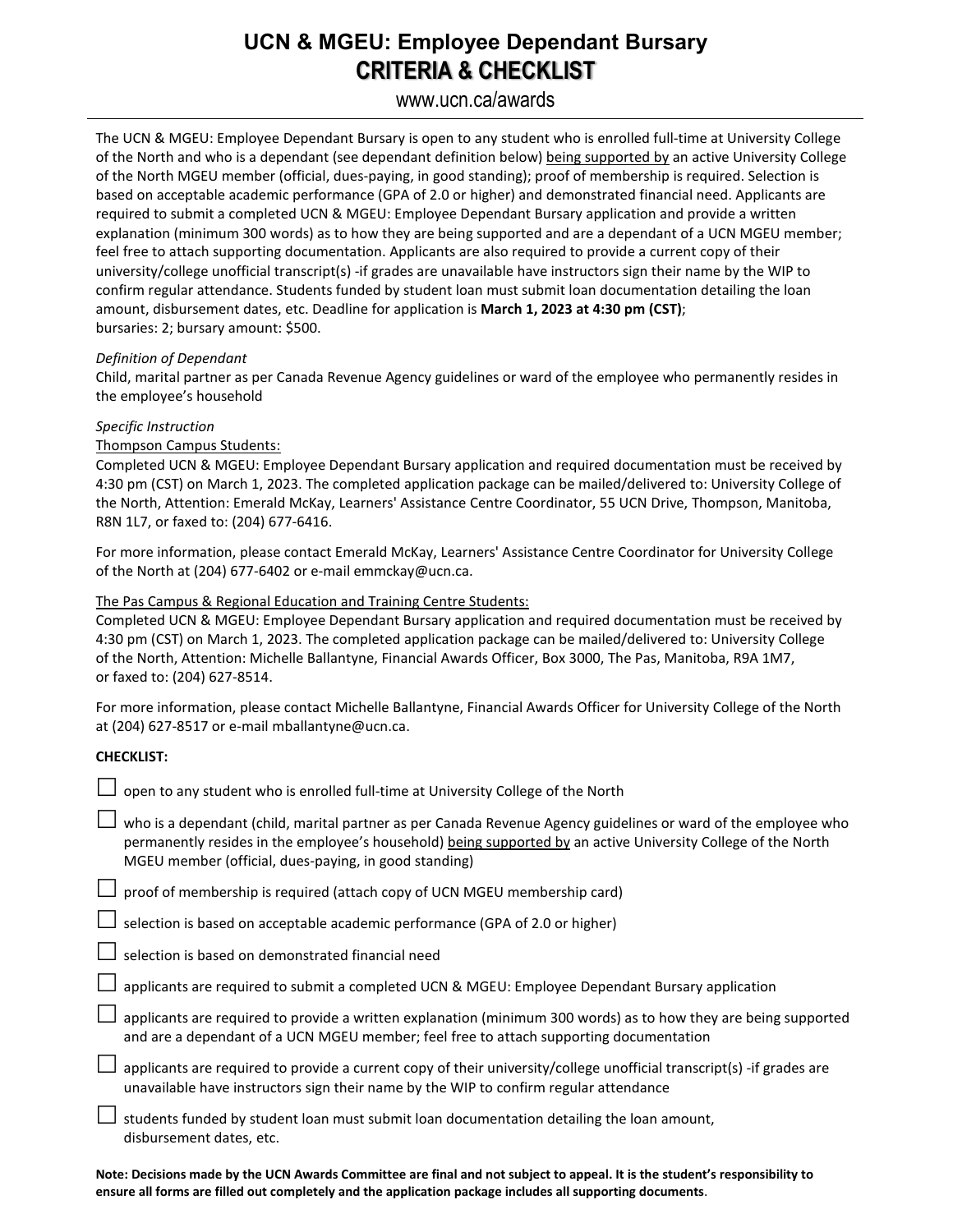# UCN & MGEU: Employee Dependant Bursary
## CRITERIA & CHECKLIST

www.ucn.ca/awards

The UCN & MGEU: Employee Dependant Bursary is open to any student who is enrolled full-time at University College of the North and who is a dependant (see dependant definition below) <u>being supported by</u> an active University College of the North MGEU member (official, dues-paying, in good standing); proof of membership is required. Selection is based on acceptable academic performance (GPA of 2.0 or higher) and demonstrated financial need. Applicants are required to submit a completed UCN & MGEU: Employee Dependant Bursary application and provide a written explanation (minimum 300 words) as to how they are being supported and are a dependant of a UCN MGEU member; feel free to attach supporting documentation. Applicants are also required to provide a current copy of their university/college unofficial transcript(s) -if grades are unavailable have instructors sign their name by the WIP to confirm regular attendance. Students funded by student loan must submit loan documentation detailing the loan amount, disbursement dates, etc. Deadline for application is **March 1, 2023 at 4:30 pm (CST)**;
bursaries: 2; bursary amount: $500.

*Definition of Dependant*
Child, marital partner as per Canada Revenue Agency guidelines or ward of the employee who permanently resides in the employee's household

*Specific Instruction*
<u>Thompson Campus Students:</u>
Completed UCN & MGEU: Employee Dependant Bursary application and required documentation must be received by 4:30 pm (CST) on March 1, 2023. The completed application package can be mailed/delivered to: University College of the North, Attention: Emerald McKay, Learners' Assistance Centre Coordinator, 55 UCN Drive, Thompson, Manitoba, R8N 1L7, or faxed to: (204) 677-6416.

For more information, please contact Emerald McKay, Learners' Assistance Centre Coordinator for University College of the North at (204) 677-6402 or e-mail emmckay@ucn.ca.

<u>The Pas Campus & Regional Education and Training Centre Students:</u>
Completed UCN & MGEU: Employee Dependant Bursary application and required documentation must be received by 4:30 pm (CST) on March 1, 2023. The completed application package can be mailed/delivered to: University College of the North, Attention: Michelle Ballantyne, Financial Awards Officer, Box 3000, The Pas, Manitoba, R9A 1M7, or faxed to: (204) 627-8514.

For more information, please contact Michelle Ballantyne, Financial Awards Officer for University College of the North at (204) 627-8517 or e-mail mballantyne@ucn.ca.

**CHECKLIST:**

- ☐ open to any student who is enrolled full-time at University College of the North
- ☐ who is a dependant (child, marital partner as per Canada Revenue Agency guidelines or ward of the employee who permanently resides in the employee's household) <u>being supported by</u> an active University College of the North MGEU member (official, dues-paying, in good standing)
- ☐ proof of membership is required (attach copy of UCN MGEU membership card)
- ☐ selection is based on acceptable academic performance (GPA of 2.0 or higher)
- ☐ selection is based on demonstrated financial need
- ☐ applicants are required to submit a completed UCN & MGEU: Employee Dependant Bursary application
- ☐ applicants are required to provide a written explanation (minimum 300 words) as to how they are being supported and are a dependant of a UCN MGEU member; feel free to attach supporting documentation
- ☐ applicants are required to provide a current copy of their university/college unofficial transcript(s) -if grades are unavailable have instructors sign their name by the WIP to confirm regular attendance
- ☐ students funded by student loan must submit loan documentation detailing the loan amount, disbursement dates, etc.

**Note: Decisions made by the UCN Awards Committee are final and not subject to appeal. It is the student's responsibility to ensure all forms are filled out completely and the application package includes all supporting documents**.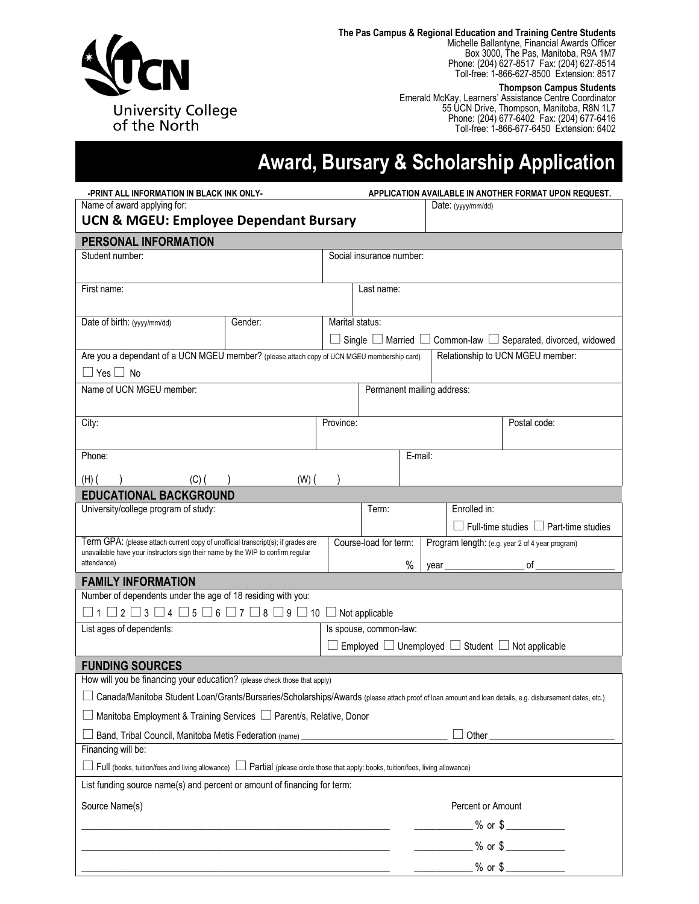**The Pas Campus & Regional Education and Training Centre Students**
Michelle Ballantyne, Financial Awards Officer
Box 3000, The Pas, Manitoba, R9A 1M7
Phone: (204) 627-8517 Fax: (204) 627-8514
Toll-free: 1-866-627-8500 Extension: 8517

**Thompson Campus Students**
Emerald McKay, Learners' Assistance Centre Coordinator
55 UCN Drive, Thompson, Manitoba, R8N 1L7
Phone: (204) 677-6402 Fax: (204) 677-6416
Toll-free: 1-866-677-6450 Extension: 6402

University College of the North

# Award, Bursary & Scholarship Application

**-PRINT ALL INFORMATION IN BLACK INK ONLY-** **APPLICATION AVAILABLE IN ANOTHER FORMAT UPON REQUEST.**

Name of award applying for: **UCN & MGEU: Employee Dependant Bursary**

Date: (yyyy/mm/dd)

## PERSONAL INFORMATION

Student number:

Social insurance number:

First name:

Last name:

Date of birth: (yyyy/mm/dd)

Gender:

Marital status: ☐ Single ☐ Married ☐ Common-law ☐ Separated, divorced, widowed

Are you a dependant of a UCN MGEU member? (please attach copy of UCN MGEU membership card) ☐ Yes ☐ No

Relationship to UCN MGEU member:

Name of UCN MGEU member:

Permanent mailing address:

City:

Province:

Postal code:

Phone: (H) ( ) (C) ( ) (W) ( )

E-mail:

## EDUCATIONAL BACKGROUND

University/college program of study:

Term:

Enrolled in: ☐ Full-time studies ☐ Part-time studies

Term GPA: (please attach current copy of unofficial transcript(s); if grades are unavailable have your instructors sign their name by the WIP to confirm regular attendance)

Course-load for term: %

Program length: (e.g. year 2 of 4 year program) year ________________ of ________________

## FAMILY INFORMATION

Number of dependents under the age of 18 residing with you:

☐ 1 ☐ 2 ☐ 3 ☐ 4 ☐ 5 ☐ 6 ☐ 7 ☐ 8 ☐ 9 ☐ 10 ☐ Not applicable

List ages of dependents:

Is spouse, common-law: ☐ Employed ☐ Unemployed ☐ Student ☐ Not applicable

## FUNDING SOURCES

How will you be financing your education? (please check those that apply)

☐ Canada/Manitoba Student Loan/Grants/Bursaries/Scholarships/Awards (please attach proof of loan amount and loan details, e.g. disbursement dates, etc.)

☐ Manitoba Employment & Training Services ☐ Parent/s, Relative, Donor

☐ Band, Tribal Council, Manitoba Metis Federation (name) ______________________________ ☐ Other ________________________

Financing will be:

☐ Full (books, tuition/fees and living allowance) ☐ Partial (please circle those that apply: books, tuition/fees, living allowance)

List funding source name(s) and percent or amount of financing for term:

| Source Name(s) | Percent or Amount |
|---|---|
| ____________________________________________ | ___________ % or $ ___________ |
| ____________________________________________ | ___________ % or $ ___________ |
| ____________________________________________ | ___________ % or $ ___________ |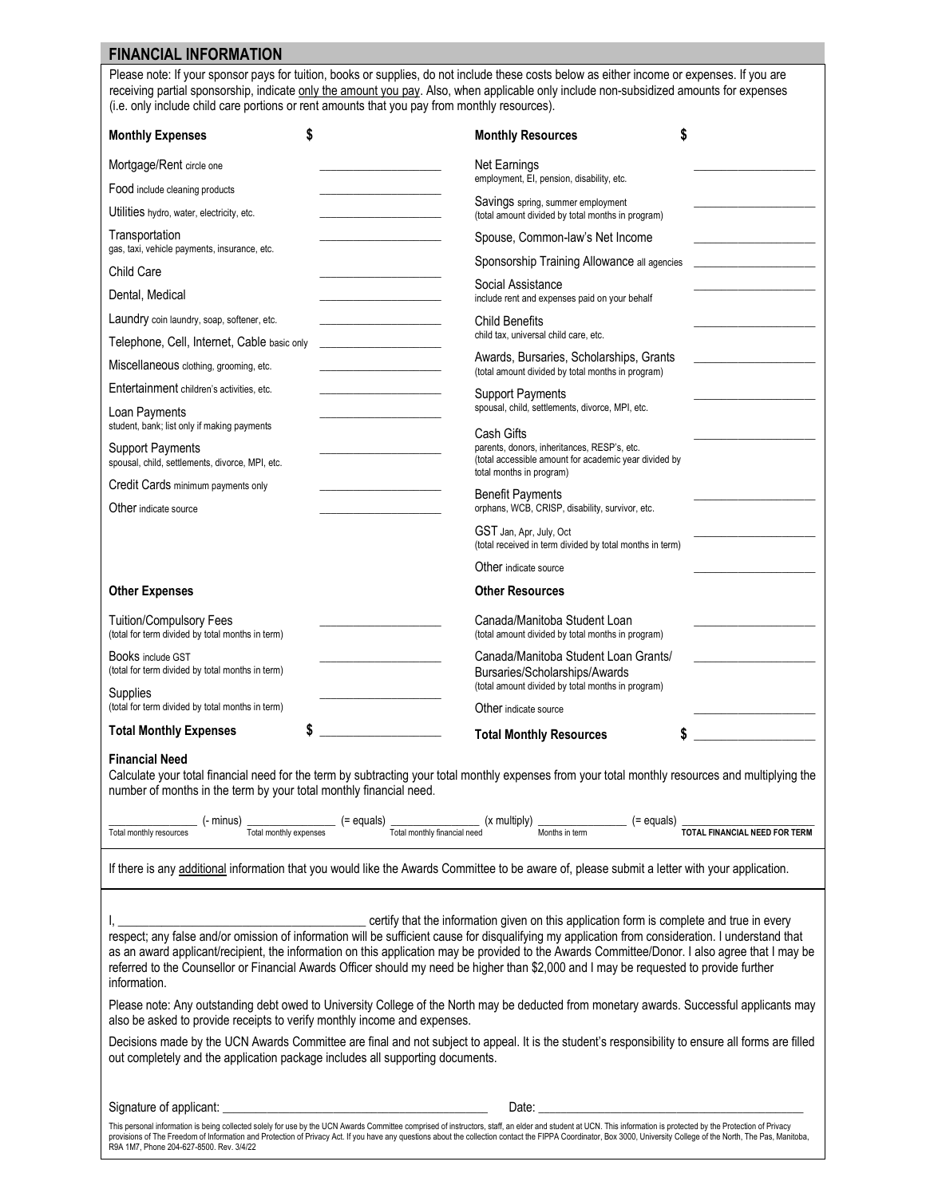## FINANCIAL INFORMATION

Please note: If your sponsor pays for tuition, books or supplies, do not include these costs below as either income or expenses. If you are receiving partial sponsorship, indicate only the amount you pay. Also, when applicable only include non-subsidized amounts for expenses (i.e. only include child care portions or rent amounts that you pay from monthly resources).

| Monthly Expenses | $ | Monthly Resources | $ |
|---|---|---|---|
| Mortgage/Rent circle one | ______ | Net Earnings employment, EI, pension, disability, etc. | ______ |
| Food include cleaning products | ______ | Savings spring, summer employment (total amount divided by total months in program) | ______ |
| Utilities hydro, water, electricity, etc. | ______ | Spouse, Common-law's Net Income | ______ |
| Transportation gas, taxi, vehicle payments, insurance, etc. | ______ | Sponsorship Training Allowance all agencies | ______ |
| Child Care | ______ | Social Assistance include rent and expenses paid on your behalf | ______ |
| Dental, Medical | ______ | Child Benefits child tax, universal child care, etc. | ______ |
| Laundry coin laundry, soap, softener, etc. | ______ | Awards, Bursaries, Scholarships, Grants (total amount divided by total months in program) | ______ |
| Telephone, Cell, Internet, Cable basic only | ______ | Support Payments spousal, child, settlements, divorce, MPI, etc. | ______ |
| Miscellaneous clothing, grooming, etc. | ______ | Cash Gifts parents, donors, inheritances, RESP's, etc. (total accessible amount for academic year divided by total months in program) | ______ |
| Entertainment children's activities, etc. | ______ | Benefit Payments orphans, WCB, CRISP, disability, survivor, etc. | ______ |
| Loan Payments student, bank; list only if making payments | ______ | GST Jan, Apr, July, Oct (total received in term divided by total months in term) | ______ |
| Support Payments spousal, child, settlements, divorce, MPI, etc. | ______ | Other indicate source | ______ |
| Credit Cards minimum payments only | ______ | | |
| Other indicate source | ______ | | |
| **Other Expenses** | | **Other Resources** | |
| Tuition/Compulsory Fees (total for term divided by total months in term) | ______ | Canada/Manitoba Student Loan (total amount divided by total months in program) | ______ |
| Books include GST (total for term divided by total months in term) | ______ | Canada/Manitoba Student Loan Grants/ Bursaries/Scholarships/Awards (total amount divided by total months in program) | ______ |
| Supplies (total for term divided by total months in term) | ______ | Other indicate source | ______ |
| **Total Monthly Expenses** | $ ______ | **Total Monthly Resources** | $ ______ |

**Financial Need**

Calculate your total financial need for the term by subtracting your total monthly expenses from your total monthly resources and multiplying the number of months in the term by your total monthly financial need.

________ (- minus) ________ (= equals) ________ (x multiply) ________ (= equals) ________

Total monthly resources — Total monthly expenses — Total monthly financial need — Months in term — **TOTAL FINANCIAL NEED FOR TERM**

If there is any additional information that you would like the Awards Committee to be aware of, please submit a letter with your application.

I, ________________________ certify that the information given on this application form is complete and true in every respect; any false and/or omission of information will be sufficient cause for disqualifying my application from consideration. I understand that as an award applicant/recipient, the information on this application may be provided to the Awards Committee/Donor. I also agree that I may be referred to the Counsellor or Financial Awards Officer should my need be higher than $2,000 and I may be requested to provide further information.

Please note: Any outstanding debt owed to University College of the North may be deducted from monetary awards. Successful applicants may also be asked to provide receipts to verify monthly income and expenses.

Decisions made by the UCN Awards Committee are final and not subject to appeal. It is the student's responsibility to ensure all forms are filled out completely and the application package includes all supporting documents.

Signature of applicant: ________________________ Date: ________________________

This personal information is being collected solely for use by the UCN Awards Committee comprised of instructors, staff, an elder and student at UCN. This information is protected by the Protection of Privacy provisions of The Freedom of Information and Protection of Privacy Act. If you have any questions about the collection contact the FIPPA Coordinator, Box 3000, University College of the North, The Pas, Manitoba, R9A 1M7, Phone 204-627-8500. Rev. 3/4/22